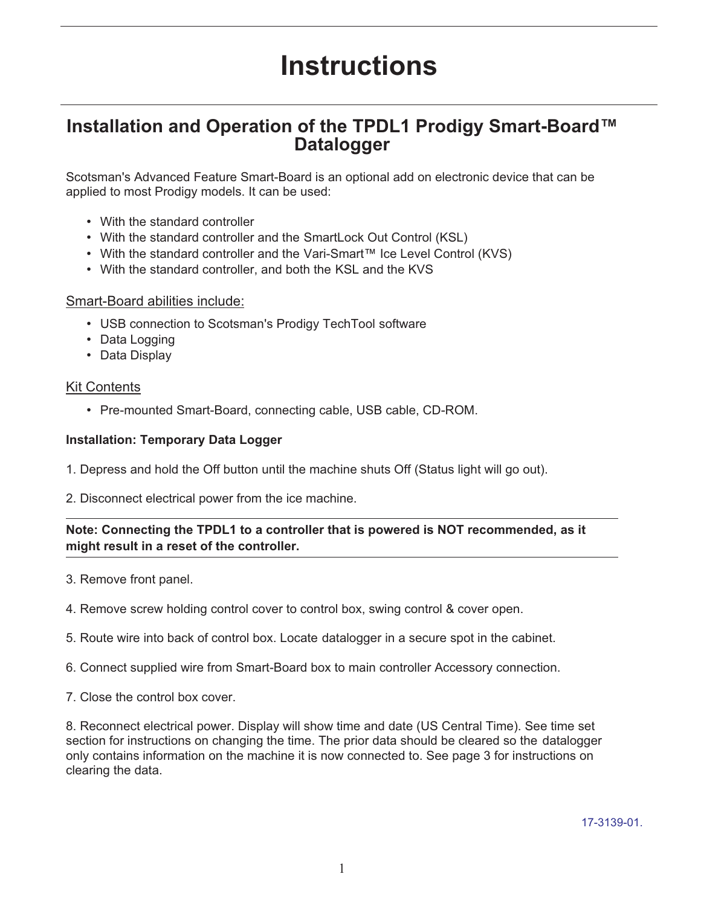# Instructions

## Installation and Operation of the TPDL1 Prodigy Smart-Board™ Datalogger

Scotsman's Advanced Feature Smart-Board is an optional add on electronic device that can be applied to most Prodigy models. It can be used:

- With the standard controller
- With the standard controller and the SmartLock Out Control (KSL)
- With the standard controller and the Vari-Smart™ Ice Level Control (KVS)
- With the standard controller, and both the KSL and the KVS

Smart-Board abilities include:

- USB connection to Scotsman's Prodigy TechTool software
- Data Logging
- Data Display

Kit Contents

- Pre-mounted Smart-Board, connecting cable, USB cable, CD-ROM.

**Installation: Temporary Data Logger**

1. Depress and hold the Off button until the machine shuts Off (Status light will go out).

2. Disconnect electrical power from the ice machine.

**Note: Connecting the TPDL1 to a controller that is powered is NOT recommended, as it might result in a reset of the controller.**

3. Remove front panel.

4. Remove screw holding control cover to control box, swing control & cover open.

5. Route wire into back of control box. Locate datalogger in a secure spot in the cabinet.

6. Connect supplied wire from Smart-Board box to main controller Accessory connection.

7. Close the control box cover.

8. Reconnect electrical power. Display will show time and date (US Central Time). See time set section for instructions on changing the time. The prior data should be cleared so the datalogger only contains information on the machine it is now connected to. See page 3 for instructions on clearing the data.

17-3139-01.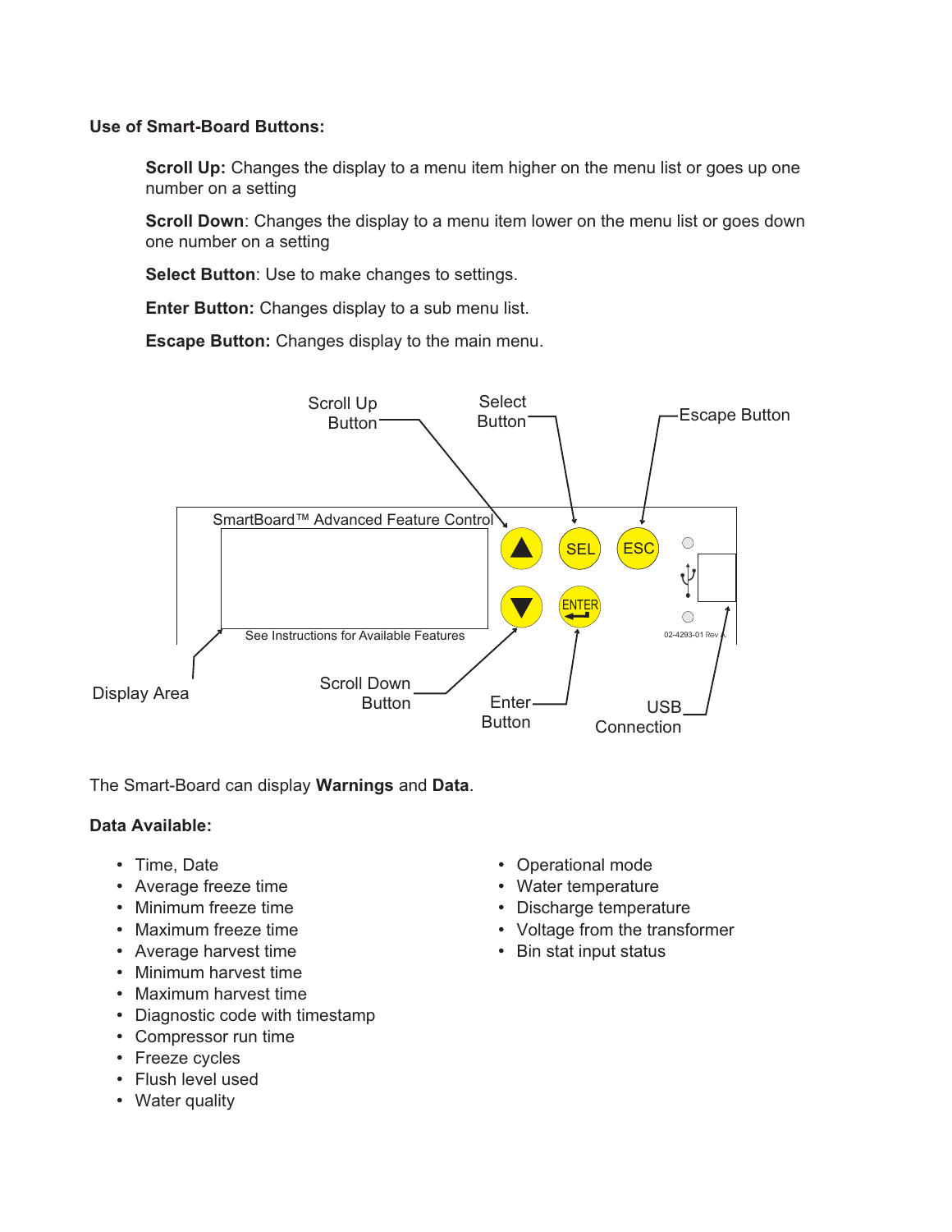**Use of Smart-Board Buttons:**

**Scroll Up:** Changes the display to a menu item higher on the menu list or goes up one number on a setting

**Scroll Down**: Changes the display to a menu item lower on the menu list or goes down one number on a setting

**Select Button**: Use to make changes to settings.

**Enter Button:** Changes display to a sub menu list.

**Escape Button:** Changes display to the main menu.

Scroll Up Button

Select Button

Escape Button

SmartBoard™ Advanced Feature Control

SEL

ESC

ENTER

See Instructions for Available Features

02-4293-01 Rev A

Display Area

Scroll Down Button

Enter Button

USB Connection

The Smart-Board can display **Warnings** and **Data**.

**Data Available:**

- Time, Date
- Average freeze time
- Minimum freeze time
- Maximum freeze time
- Average harvest time
- Minimum harvest time
- Maximum harvest time
- Diagnostic code with timestamp
- Compressor run time
- Freeze cycles
- Flush level used
- Water quality
- Operational mode
- Water temperature
- Discharge temperature
- Voltage from the transformer
- Bin stat input status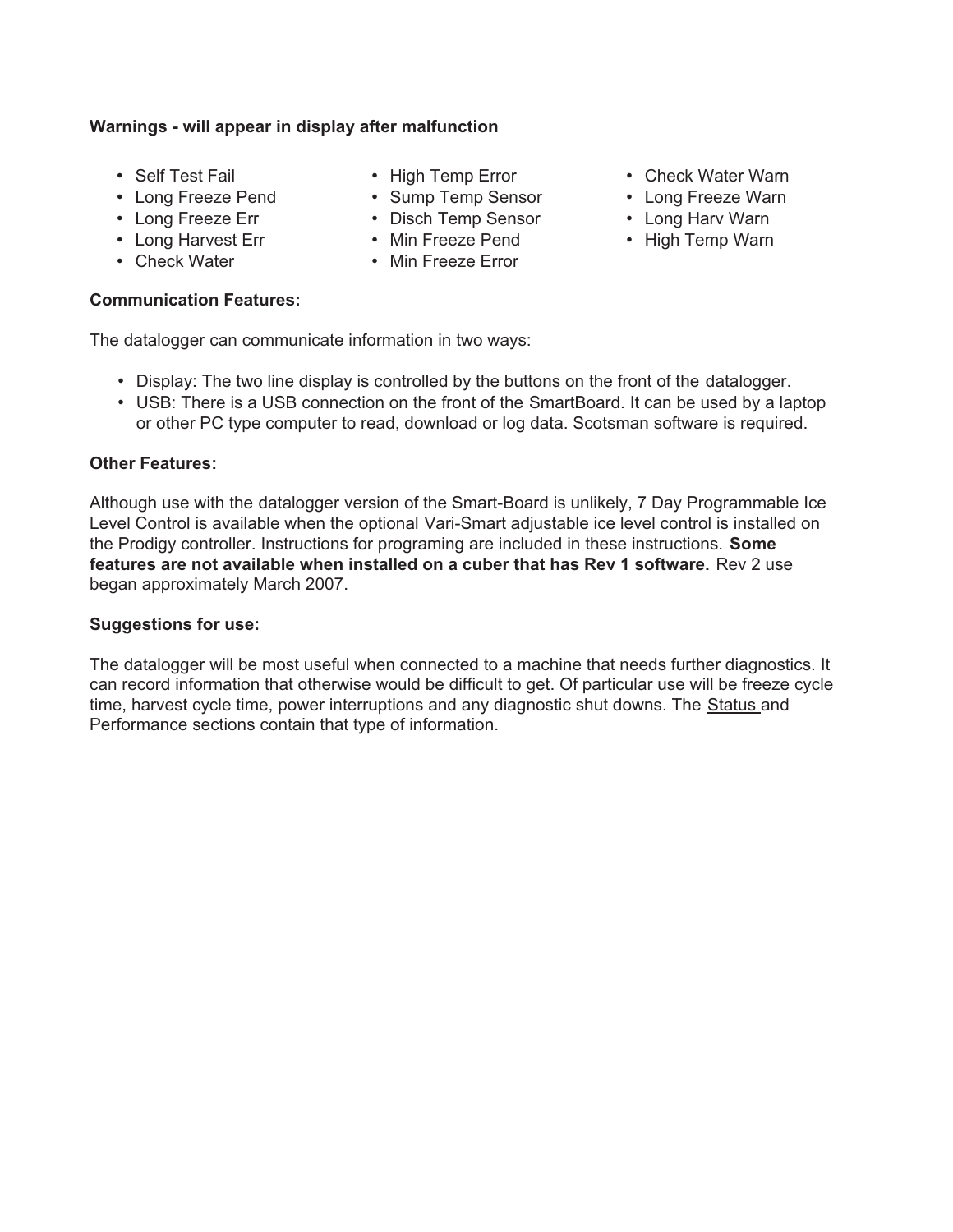**Warnings - will appear in display after malfunction**

- Self Test Fail
- Long Freeze Pend
- Long Freeze Err
- Long Harvest Err
- Check Water
- High Temp Error
- Sump Temp Sensor
- Disch Temp Sensor
- Min Freeze Pend
- Min Freeze Error
- Check Water Warn
- Long Freeze Warn
- Long Harv Warn
- High Temp Warn

**Communication Features:**

The datalogger can communicate information in two ways:

- Display: The two line display is controlled by the buttons on the front of the datalogger.
- USB: There is a USB connection on the front of the SmartBoard. It can be used by a laptop or other PC type computer to read, download or log data. Scotsman software is required.

**Other Features:**

Although use with the datalogger version of the Smart-Board is unlikely, 7 Day Programmable Ice Level Control is available when the optional Vari-Smart adjustable ice level control is installed on the Prodigy controller. Instructions for programing are included in these instructions. **Some features are not available when installed on a cuber that has Rev 1 software.** Rev 2 use began approximately March 2007.

**Suggestions for use:**

The datalogger will be most useful when connected to a machine that needs further diagnostics. It can record information that otherwise would be difficult to get. Of particular use will be freeze cycle time, harvest cycle time, power interruptions and any diagnostic shut downs. The Status and Performance sections contain that type of information.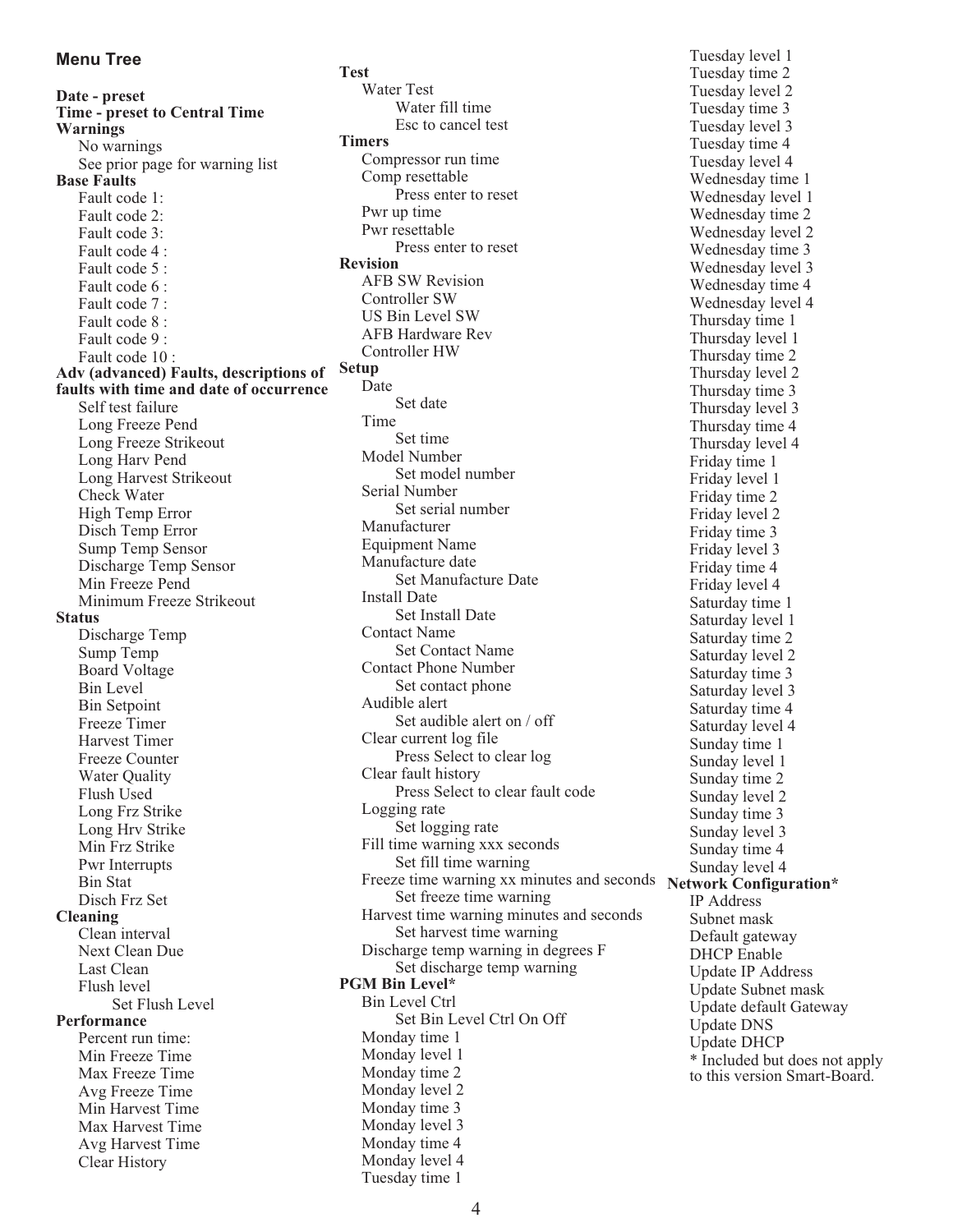## Menu Tree

**Date - preset**
**Time - preset to Central Time**
**Warnings**
- No warnings
- See prior page for warning list

**Base Faults**
- Fault code 1:
- Fault code 2:
- Fault code 3:
- Fault code 4 :
- Fault code 5 :
- Fault code 6 :
- Fault code 7 :
- Fault code 8 :
- Fault code 9 :
- Fault code 10 :

**Adv (advanced) Faults, descriptions of faults with time and date of occurrence**
- Self test failure
- Long Freeze Pend
- Long Freeze Strikeout
- Long Harv Pend
- Long Harvest Strikeout
- Check Water
- High Temp Error
- Disch Temp Error
- Sump Temp Sensor
- Discharge Temp Sensor
- Min Freeze Pend
- Minimum Freeze Strikeout

**Status**
- Discharge Temp
- Sump Temp
- Board Voltage
- Bin Level
- Bin Setpoint
- Freeze Timer
- Harvest Timer
- Freeze Counter
- Water Quality
- Flush Used
- Long Frz Strike
- Long Hrv Strike
- Min Frz Strike
- Pwr Interrupts
- Bin Stat
- Disch Frz Set

**Cleaning**
- Clean interval
- Next Clean Due
- Last Clean
- Flush level
  - Set Flush Level

**Performance**
- Percent run time:
- Min Freeze Time
- Max Freeze Time
- Avg Freeze Time
- Min Harvest Time
- Max Harvest Time
- Avg Harvest Time
- Clear History

**Test**
- Water Test
  - Water fill time
  - Esc to cancel test

**Timers**
- Compressor run time
- Comp resettable
  - Press enter to reset
- Pwr up time
- Pwr resettable
  - Press enter to reset

**Revision**
- AFB SW Revision
- Controller SW
- US Bin Level SW
- AFB Hardware Rev
- Controller HW

**Setup**
- Date
  - Set date
- Time
  - Set time
- Model Number
  - Set model number
- Serial Number
  - Set serial number
- Manufacturer
- Equipment Name
- Manufacture date
  - Set Manufacture Date
- Install Date
  - Set Install Date
- Contact Name
  - Set Contact Name
- Contact Phone Number
  - Set contact phone
- Audible alert
  - Set audible alert on / off
- Clear current log file
  - Press Select to clear log
- Clear fault history
  - Press Select to clear fault code
- Logging rate
  - Set logging rate
- Fill time warning xxx seconds
  - Set fill time warning
- Freeze time warning xx minutes and seconds
  - Set freeze time warning
- Harvest time warning minutes and seconds
  - Set harvest time warning
- Discharge temp warning in degrees F
  - Set discharge temp warning

**PGM Bin Level***
- Bin Level Ctrl
  - Set Bin Level Ctrl On Off
- Monday time 1
- Monday level 1
- Monday time 2
- Monday level 2
- Monday time 3
- Monday level 3
- Monday time 4
- Monday level 4
- Tuesday time 1
- Tuesday level 1
- Tuesday time 2
- Tuesday level 2
- Tuesday time 3
- Tuesday level 3
- Tuesday time 4
- Tuesday level 4
- Wednesday time 1
- Wednesday level 1
- Wednesday time 2
- Wednesday level 2
- Wednesday time 3
- Wednesday level 3
- Wednesday time 4
- Wednesday level 4
- Thursday time 1
- Thursday level 1
- Thursday time 2
- Thursday level 2
- Thursday time 3
- Thursday level 3
- Thursday time 4
- Thursday level 4
- Friday time 1
- Friday level 1
- Friday time 2
- Friday level 2
- Friday time 3
- Friday level 3
- Friday time 4
- Friday level 4
- Saturday time 1
- Saturday level 1
- Saturday time 2
- Saturday level 2
- Saturday time 3
- Saturday level 3
- Saturday time 4
- Saturday level 4
- Sunday time 1
- Sunday level 1
- Sunday time 2
- Sunday level 2
- Sunday time 3
- Sunday level 3
- Sunday time 4
- Sunday level 4

**Network Configuration***
- IP Address
- Subnet mask
- Default gateway
- DHCP Enable
- Update IP Address
- Update Subnet mask
- Update default Gateway
- Update DNS
- Update DHCP

\* Included but does not apply to this version Smart-Board.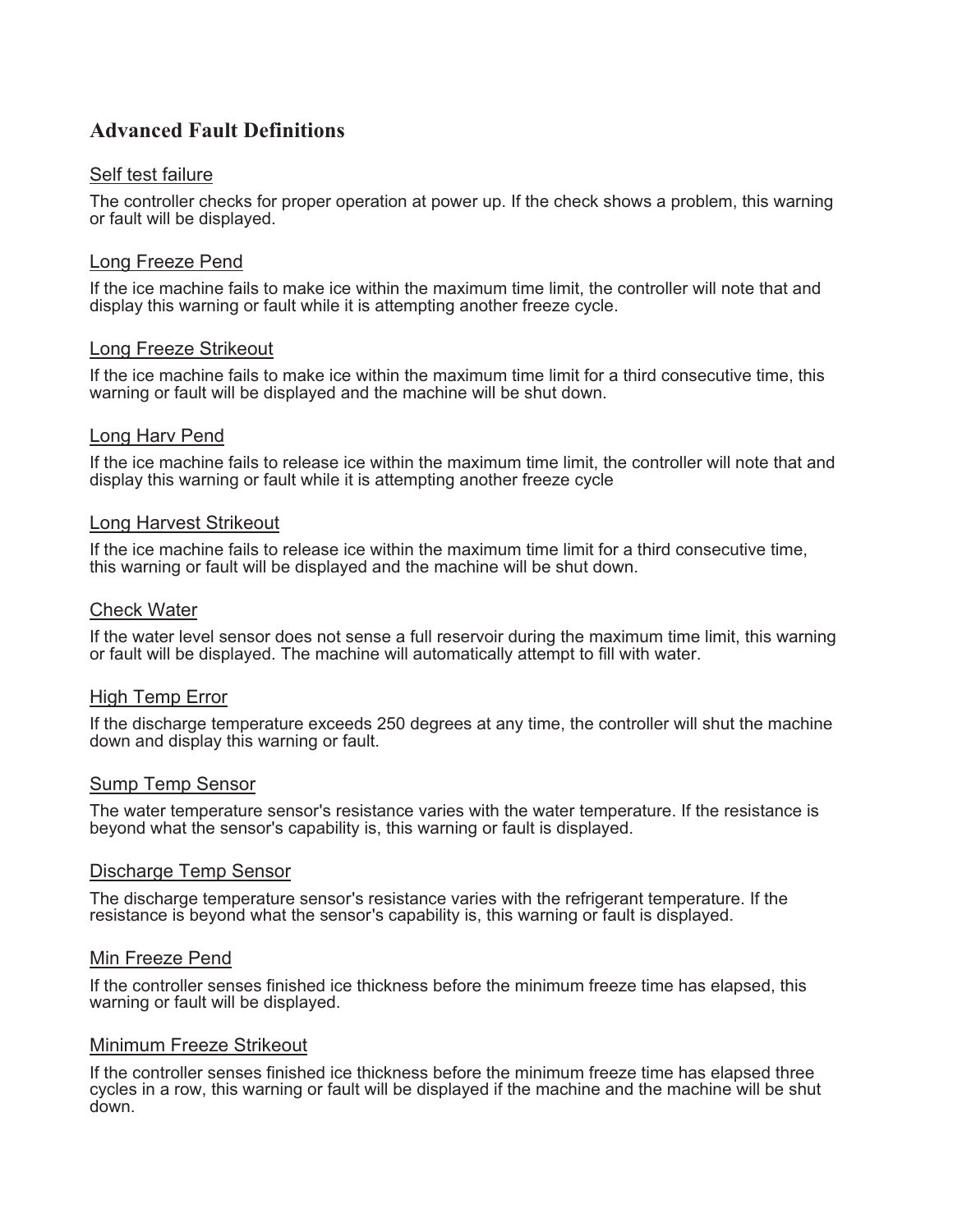## Advanced Fault Definitions

### Self test failure

The controller checks for proper operation at power up. If the check shows a problem, this warning or fault will be displayed.

### Long Freeze Pend

If the ice machine fails to make ice within the maximum time limit, the controller will note that and display this warning or fault while it is attempting another freeze cycle.

### Long Freeze Strikeout

If the ice machine fails to make ice within the maximum time limit for a third consecutive time, this warning or fault will be displayed and the machine will be shut down.

### Long Harv Pend

If the ice machine fails to release ice within the maximum time limit, the controller will note that and display this warning or fault while it is attempting another freeze cycle

### Long Harvest Strikeout

If the ice machine fails to release ice within the maximum time limit for a third consecutive time, this warning or fault will be displayed and the machine will be shut down.

### Check Water

If the water level sensor does not sense a full reservoir during the maximum time limit, this warning or fault will be displayed. The machine will automatically attempt to fill with water.

### High Temp Error

If the discharge temperature exceeds 250 degrees at any time, the controller will shut the machine down and display this warning or fault.

### Sump Temp Sensor

The water temperature sensor's resistance varies with the water temperature. If the resistance is beyond what the sensor's capability is, this warning or fault is displayed.

### Discharge Temp Sensor

The discharge temperature sensor's resistance varies with the refrigerant temperature. If the resistance is beyond what the sensor's capability is, this warning or fault is displayed.

### Min Freeze Pend

If the controller senses finished ice thickness before the minimum freeze time has elapsed, this warning or fault will be displayed.

### Minimum Freeze Strikeout

If the controller senses finished ice thickness before the minimum freeze time has elapsed three cycles in a row, this warning or fault will be displayed if the machine and the machine will be shut down.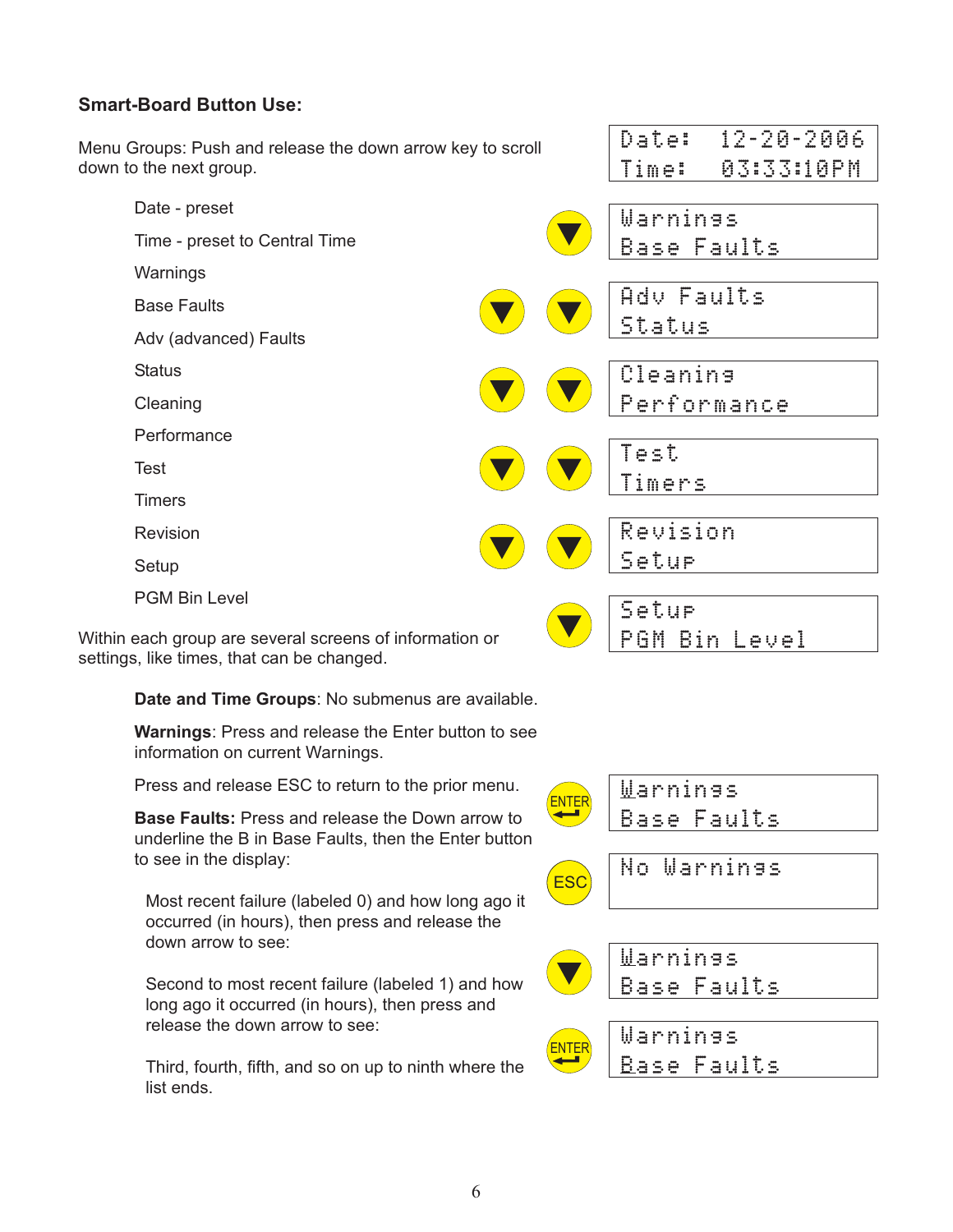### Smart-Board Button Use:

Menu Groups: Push and release the down arrow key to scroll down to the next group.

- Date - preset
- Time - preset to Central Time
- Warnings
- Base Faults
- Adv (advanced) Faults
- Status
- Cleaning
- Performance
- Test
- Timers
- Revision
- Setup
- PGM Bin Level

```
Date:   12-20-2006
Time:   03:33:10PM
```

```
Warnings
Base Faults
```

```
Adv Faults
Status
```

```
Cleaning
Performance
```

```
Test
Timers
```

```
Revision
Setup
```

```
Setup
PGM Bin Level
```

Within each group are several screens of information or settings, like times, that can be changed.

**Date and Time Groups**: No submenus are available.

**Warnings**: Press and release the Enter button to see information on current Warnings.

Press and release ESC to return to the prior menu.

**Base Faults:** Press and release the Down arrow to underline the B in Base Faults, then the Enter button to see in the display:

Most recent failure (labeled 0) and how long ago it occurred (in hours), then press and release the down arrow to see:

Second to most recent failure (labeled 1) and how long ago it occurred (in hours), then press and release the down arrow to see:

Third, fourth, fifth, and so on up to ninth where the list ends.

ENTER

```
Warnings
Base Faults
```

ESC

```
No Warnings
```

```
Warnings
Base Faults
```

ENTER

```
Warnings
Base Faults
```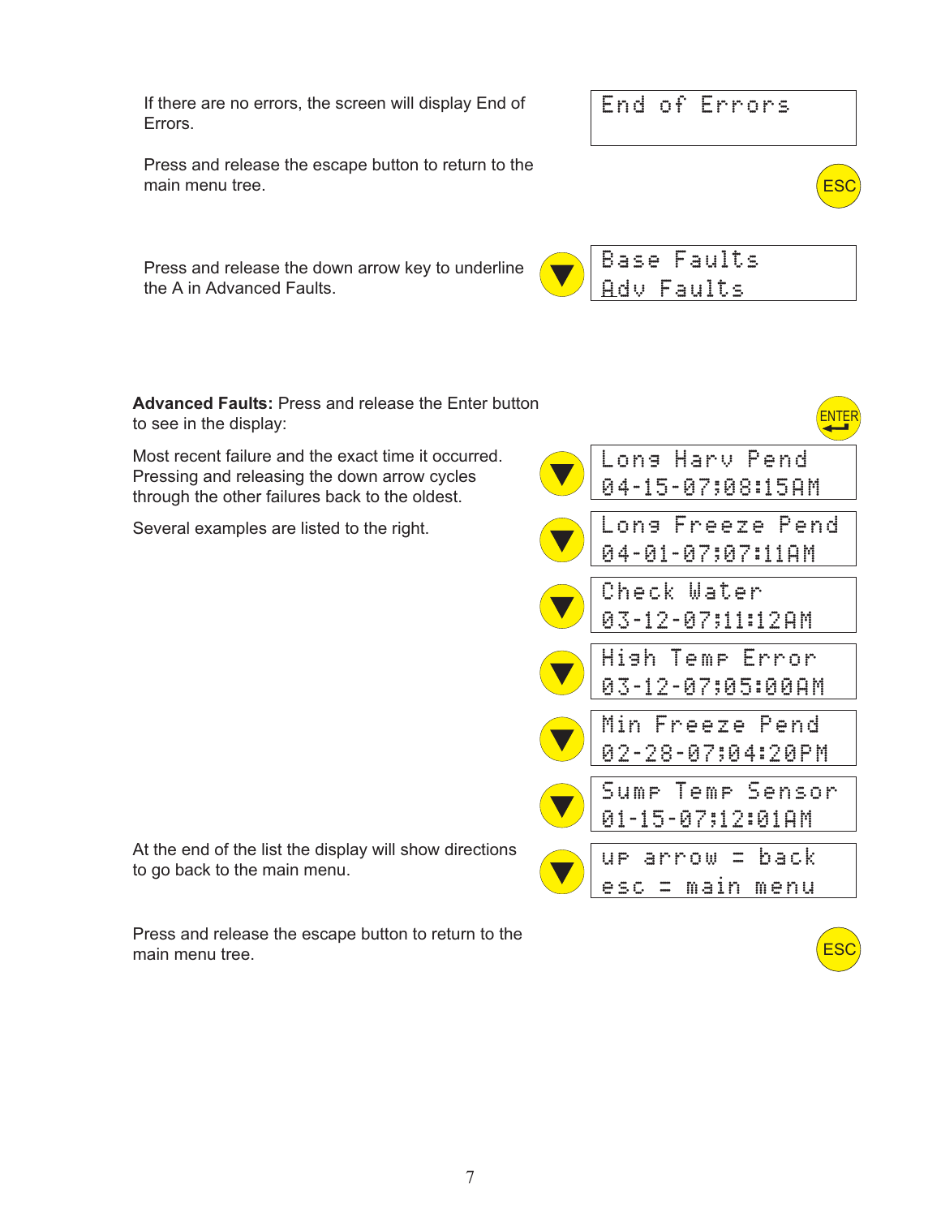If there are no errors, the screen will display End of Errors.

```
End of Errors
```

Press and release the escape button to return to the main menu tree.

ESC

Press and release the down arrow key to underline the A in Advanced Faults.

```
Base Faults
Adv Faults
```

**Advanced Faults:** Press and release the Enter button to see in the display:

ENTER

Most recent failure and the exact time it occurred. Pressing and releasing the down arrow cycles through the other failures back to the oldest.

Several examples are listed to the right.

```
Long Harv Pend
04-15-07;08:15AM
```

```
Long Freeze Pend
04-01-07;07:11AM
```

```
Check Water
03-12-07;11:12AM
```

```
High Temp Error
03-12-07;05:00AM
```

```
Min Freeze Pend
02-28-07;04:20PM
```

```
Sump Temp Sensor
01-15-07;12:01AM
```

At the end of the list the display will show directions to go back to the main menu.

```
up arrow = back
esc = main menu
```

Press and release the escape button to return to the main menu tree.

ESC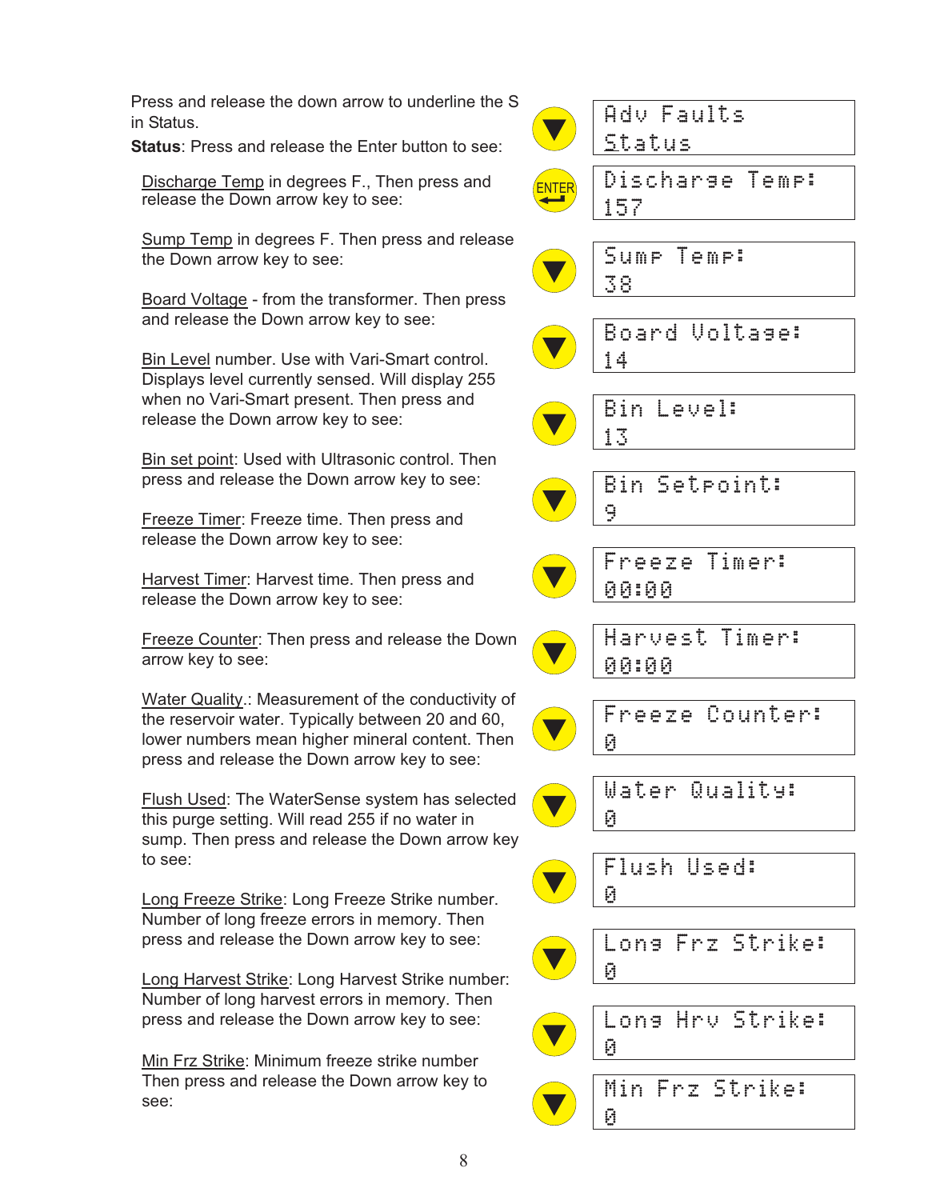Press and release the down arrow to underline the S in Status.

| Button | Display |
|---|---|
| ▼ | Adv Faults / Status |

**Status**: Press and release the Enter button to see:

Discharge Temp in degrees F., Then press and release the Down arrow key to see:

| Button | Display |
|---|---|
| ENTER | Discharge Temp: 157 |

Sump Temp in degrees F. Then press and release the Down arrow key to see:

| Button | Display |
|---|---|
| ▼ | Sump Temp: 38 |

Board Voltage - from the transformer. Then press and release the Down arrow key to see:

| Button | Display |
|---|---|
| ▼ | Board Voltage: 14 |

Bin Level number. Use with Vari-Smart control. Displays level currently sensed. Will display 255 when no Vari-Smart present. Then press and release the Down arrow key to see:

| Button | Display |
|---|---|
| ▼ | Bin Level: 13 |

Bin set point: Used with Ultrasonic control. Then press and release the Down arrow key to see:

| Button | Display |
|---|---|
| ▼ | Bin Setpoint: 9 |

Freeze Timer: Freeze time. Then press and release the Down arrow key to see:

| Button | Display |
|---|---|
| ▼ | Freeze Timer: 00:00 |

Harvest Timer: Harvest time. Then press and release the Down arrow key to see:

| Button | Display |
|---|---|
| ▼ | Harvest Timer: 00:00 |

Freeze Counter: Then press and release the Down arrow key to see:

| Button | Display |
|---|---|
| ▼ | Freeze Counter: 0 |

Water Quality.: Measurement of the conductivity of the reservoir water. Typically between 20 and 60, lower numbers mean higher mineral content. Then press and release the Down arrow key to see:

| Button | Display |
|---|---|
| ▼ | Water Quality: 0 |

Flush Used: The WaterSense system has selected this purge setting. Will read 255 if no water in sump. Then press and release the Down arrow key to see:

| Button | Display |
|---|---|
| ▼ | Flush Used: 0 |

Long Freeze Strike: Long Freeze Strike number. Number of long freeze errors in memory. Then press and release the Down arrow key to see:

| Button | Display |
|---|---|
| ▼ | Long Frz Strike: 0 |

Long Harvest Strike: Long Harvest Strike number: Number of long harvest errors in memory. Then press and release the Down arrow key to see:

| Button | Display |
|---|---|
| ▼ | Long Hrv Strike: 0 |

Min Frz Strike: Minimum freeze strike number Then press and release the Down arrow key to see:

| Button | Display |
|---|---|
| ▼ | Min Frz Strike: 0 |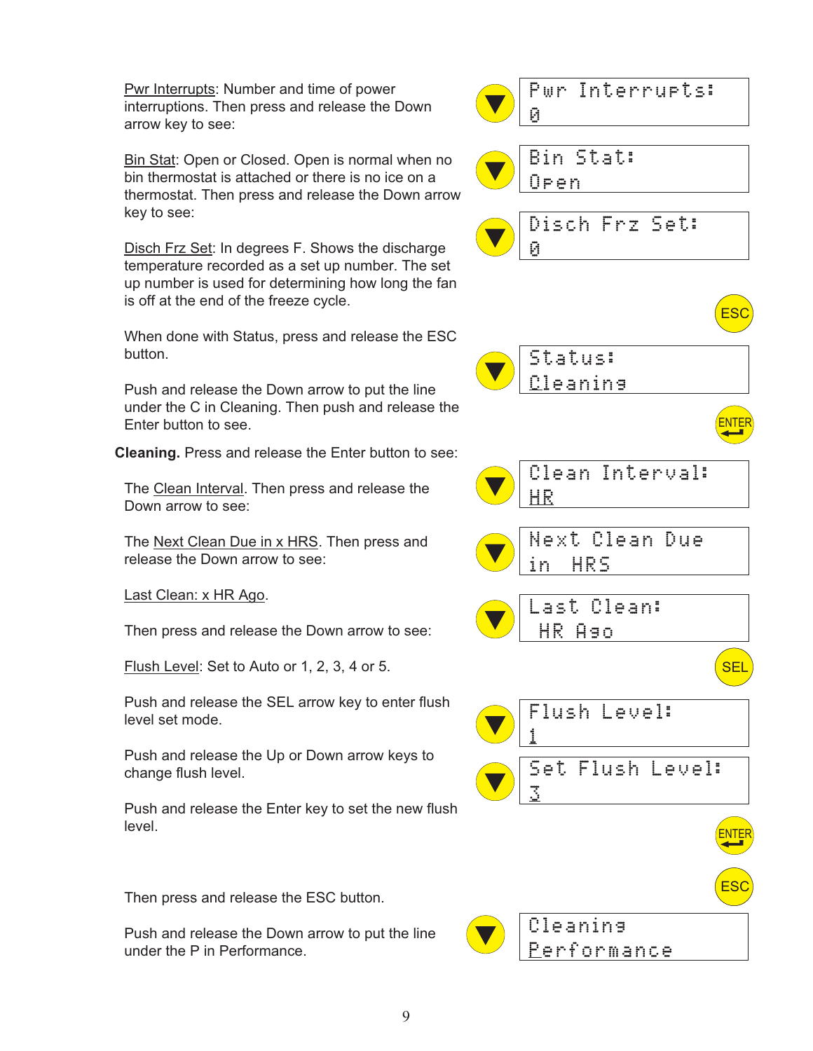Pwr Interrupts: Number and time of power interruptions. Then press and release the Down arrow key to see:

```
Pwr Interrupts:
0
```

Bin Stat: Open or Closed. Open is normal when no bin thermostat is attached or there is no ice on a thermostat. Then press and release the Down arrow key to see:

```
Bin Stat:
Open
```

Disch Frz Set: In degrees F. Shows the discharge temperature recorded as a set up number. The set up number is used for determining how long the fan is off at the end of the freeze cycle.

```
Disch Frz Set:
0
```

When done with Status, press and release the ESC button.

ESC

Push and release the Down arrow to put the line under the C in Cleaning. Then push and release the Enter button to see.

```
Status:
Cleaning
```

ENTER

**Cleaning.** Press and release the Enter button to see:

The Clean Interval. Then press and release the Down arrow to see:

```
Clean Interval:
HR
```

The Next Clean Due in x HRS. Then press and release the Down arrow to see:

```
Next Clean Due
in  HRS
```

Last Clean: x HR Ago.

Then press and release the Down arrow to see:

```
Last Clean:
 HR Ago
```

Flush Level: Set to Auto or 1, 2, 3, 4 or 5.

SEL

Push and release the SEL arrow key to enter flush level set mode.

```
Flush Level:
1
```

Push and release the Up or Down arrow keys to change flush level.

```
Set Flush Level:
3
```

Push and release the Enter key to set the new flush level.

ENTER

Then press and release the ESC button.

ESC

Push and release the Down arrow to put the line under the P in Performance.

```
Cleaning
Performance
```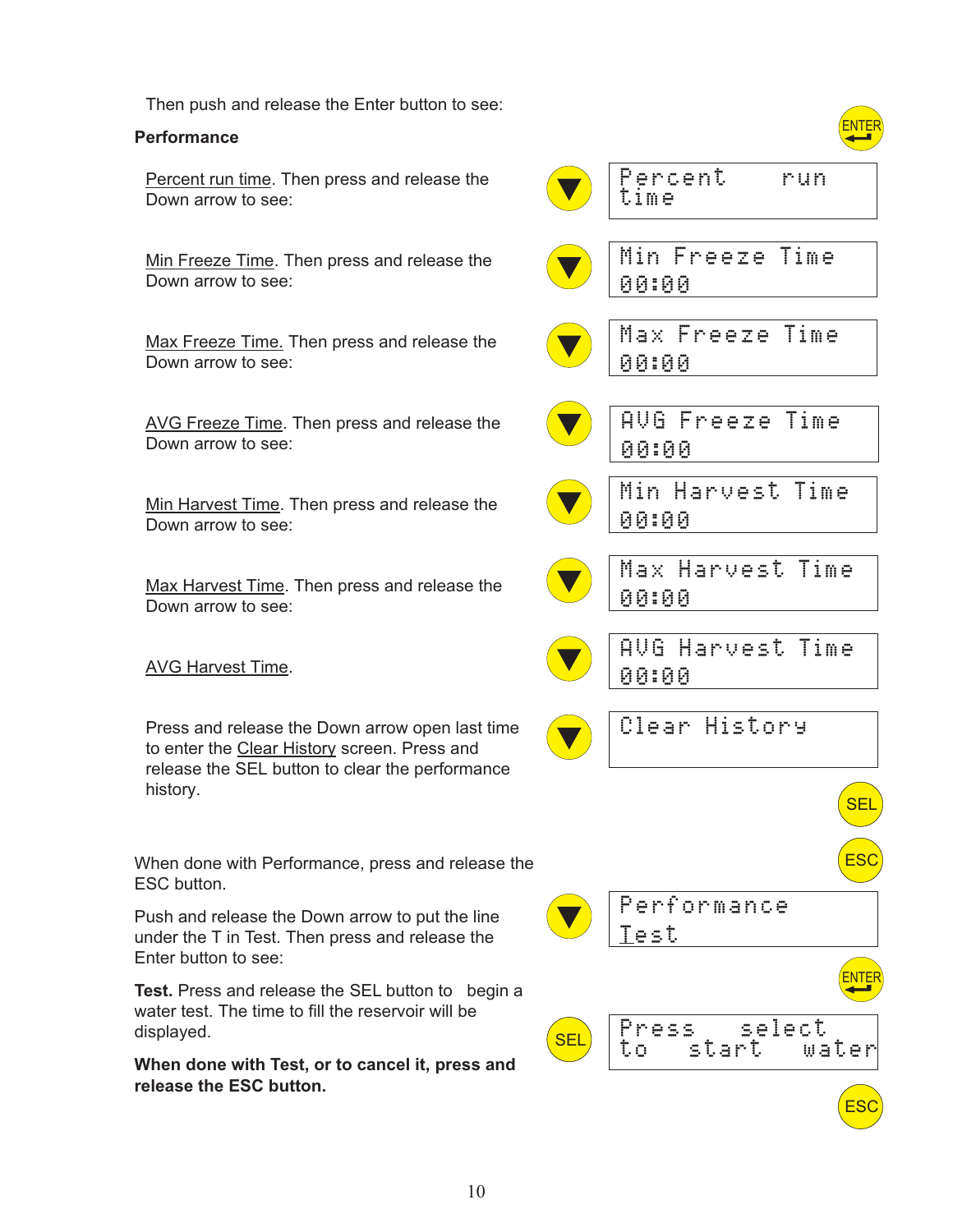Then push and release the Enter button to see:

ENTER

**Performance**

Percent run time. Then press and release the Down arrow to see:

▼ Percent run time

Min Freeze Time. Then press and release the Down arrow to see:

▼ Min Freeze Time 00:00

Max Freeze Time. Then press and release the Down arrow to see:

▼ Max Freeze Time 00:00

AVG Freeze Time. Then press and release the Down arrow to see:

▼ AVG Freeze Time 00:00

Min Harvest Time. Then press and release the Down arrow to see:

▼ Min Harvest Time 00:00

Max Harvest Time. Then press and release the Down arrow to see:

▼ Max Harvest Time 00:00

AVG Harvest Time.

▼ AVG Harvest Time 00:00

Press and release the Down arrow open last time to enter the Clear History screen. Press and release the SEL button to clear the performance history.

▼ Clear History

SEL

When done with Performance, press and release the ESC button.

ESC

Push and release the Down arrow to put the line under the T in Test. Then press and release the Enter button to see:

▼ Performance Test

ENTER

**Test.** Press and release the SEL button to begin a water test. The time to fill the reservoir will be displayed.

SEL Press select to start water

**When done with Test, or to cancel it, press and release the ESC button.**

ESC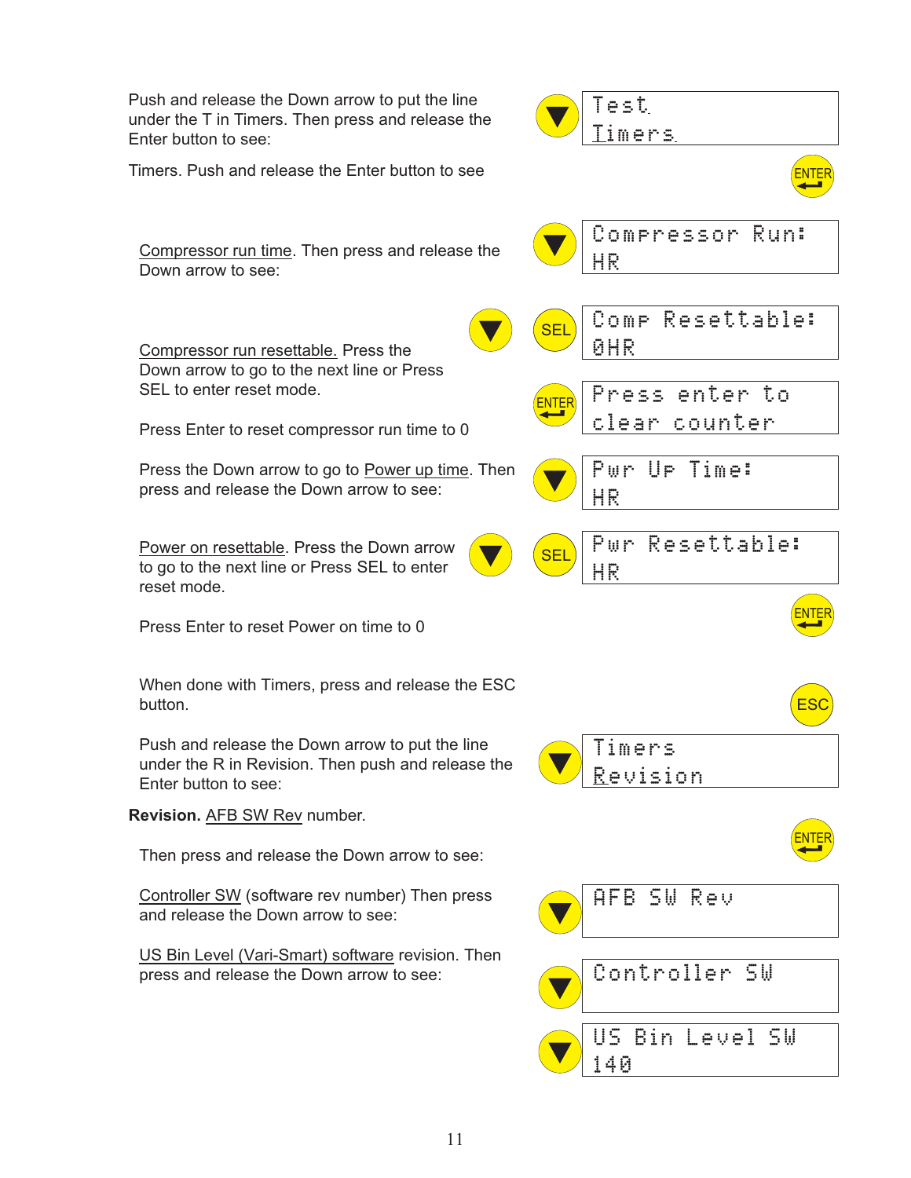Push and release the Down arrow to put the line under the T in Timers. Then press and release the Enter button to see:

```
Test
Timers
```

Timers. Push and release the Enter button to see

ENTER

Compressor run time. Then press and release the Down arrow to see:

```
Compressor Run:
HR
```

Compressor run resettable. Press the Down arrow to go to the next line or Press SEL to enter reset mode.

SEL

```
Comp Resettable:
0HR
```

Press Enter to reset compressor run time to 0

ENTER

```
Press enter to
clear counter
```

Press the Down arrow to go to Power up time. Then press and release the Down arrow to see:

```
Pwr Up Time:
HR
```

Power on resettable. Press the Down arrow to go to the next line or Press SEL to enter reset mode.

SEL

```
Pwr Resettable:
HR
```

Press Enter to reset Power on time to 0

ENTER

When done with Timers, press and release the ESC button.

ESC

Push and release the Down arrow to put the line under the R in Revision. Then push and release the Enter button to see:

```
Timers
Revision
```

**Revision.** AFB SW Rev number.

ENTER

Then press and release the Down arrow to see:

```
AFB SW Rev
```

Controller SW (software rev number) Then press and release the Down arrow to see:

```
Controller SW
```

US Bin Level (Vari-Smart) software revision. Then press and release the Down arrow to see:

```
US Bin Level SW
140
```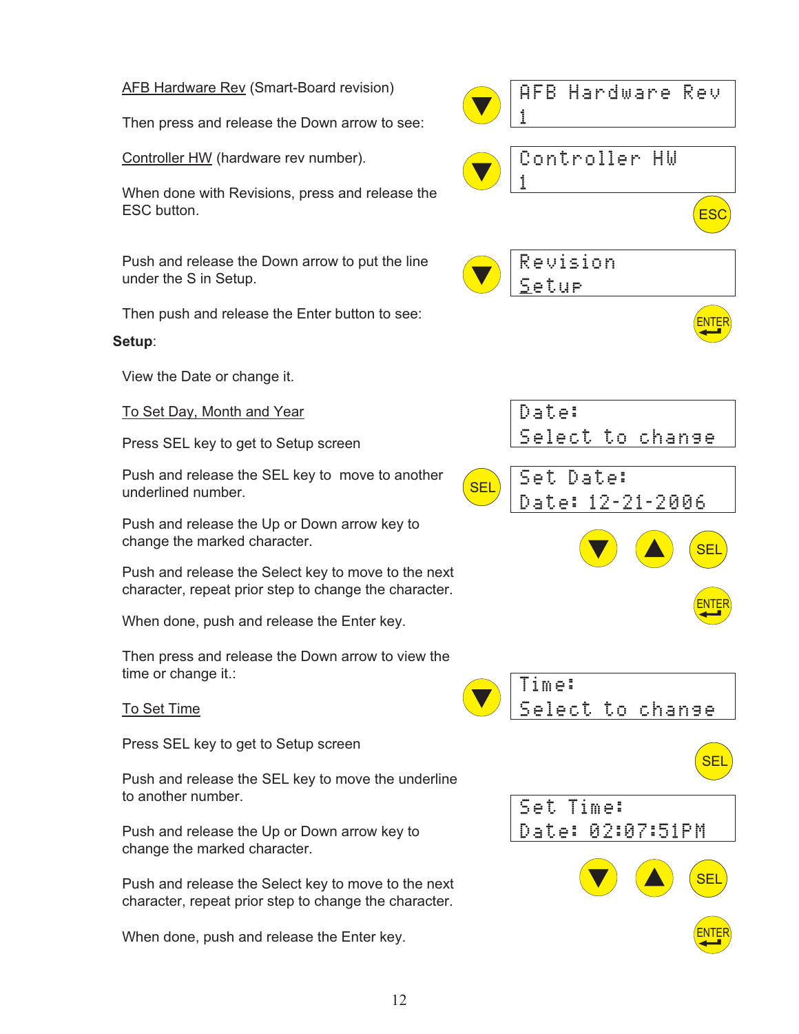AFB Hardware Rev (Smart-Board revision)

Then press and release the Down arrow to see:

```
AFB Hardware Rev
1
```

Controller HW (hardware rev number).

```
Controller HW
1
```

When done with Revisions, press and release the ESC button.

ESC

Push and release the Down arrow to put the line under the S in Setup.

```
Revision
Setup
```

Then push and release the Enter button to see:

ENTER

**Setup**:

View the Date or change it.

To Set Day, Month and Year

Press SEL key to get to Setup screen

```
Date:
Select to change
```

Push and release the SEL key to move to another underlined number.

SEL

```
Set Date:
Date: 12-21-2006
```

Push and release the Up or Down arrow key to change the marked character.

Push and release the Select key to move to the next character, repeat prior step to change the character.

SEL

When done, push and release the Enter key.

ENTER

Then press and release the Down arrow to view the time or change it.:

```
Time:
Select to change
```

To Set Time

Press SEL key to get to Setup screen

SEL

Push and release the SEL key to move the underline to another number.

```
Set Time:
Date: 02:07:51PM
```

Push and release the Up or Down arrow key to change the marked character.

Push and release the Select key to move to the next character, repeat prior step to change the character.

SEL

When done, push and release the Enter key.

ENTER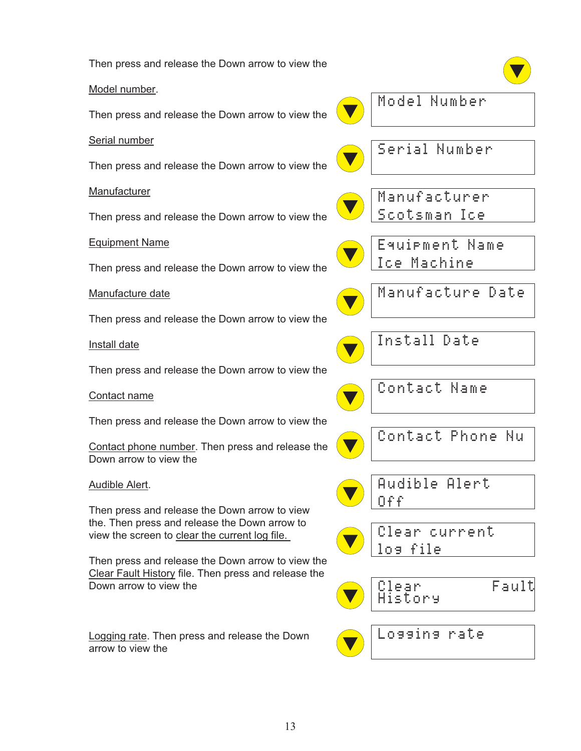Then press and release the Down arrow to view the

Model number.

Then press and release the Down arrow to view the

Serial number

Then press and release the Down arrow to view the

Manufacturer

Then press and release the Down arrow to view the

Equipment Name

Then press and release the Down arrow to view the

Manufacture date

Then press and release the Down arrow to view the

Install date

Then press and release the Down arrow to view the

Contact name

Then press and release the Down arrow to view the

Contact phone number. Then press and release the Down arrow to view the

Audible Alert.

Then press and release the Down arrow to view the. Then press and release the Down arrow to view the screen to clear the current log file.

Then press and release the Down arrow to view the Clear Fault History file. Then press and release the Down arrow to view the

Logging rate. Then press and release the Down arrow to view the

| Display |
|---|
| Model Number |
| Serial Number |
| Manufacturer<br>Scotsman Ice |
| Equipment Name<br>Ice Machine |
| Manufacture Date |
| Install Date |
| Contact Name |
| Contact Phone Nu |
| Audible Alert<br>Off |
| Clear current<br>log file |
| Clear Fault<br>History |
| Logging rate |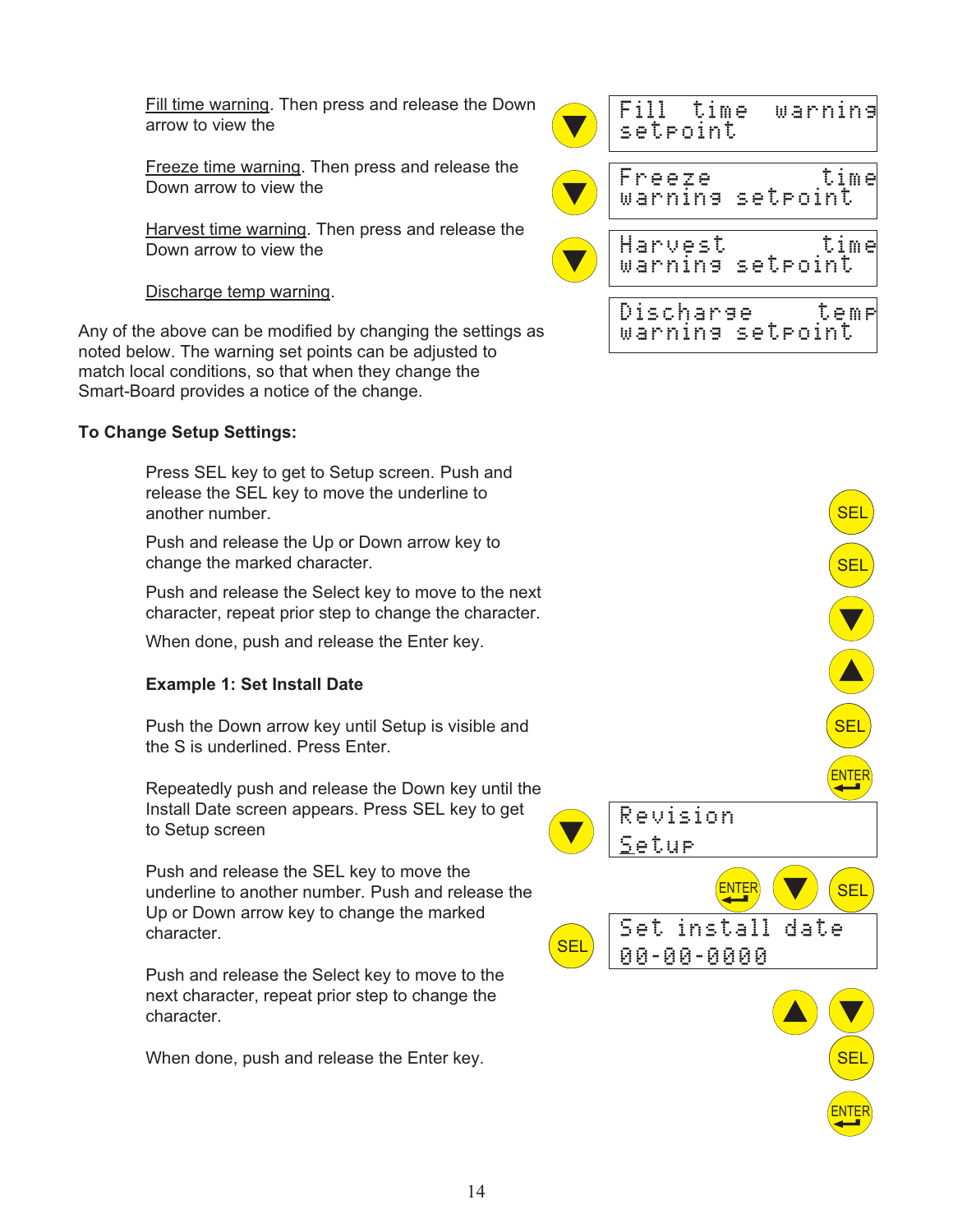Fill time warning. Then press and release the Down arrow to view the

Freeze time warning. Then press and release the Down arrow to view the

Harvest time warning. Then press and release the Down arrow to view the

Discharge temp warning.

```
Fill  time  warning
setpoint
```

```
Freeze        time
warning setpoint
```

```
Harvest       time
warning setpoint
```

```
Discharge     temp
warning setpoint
```

Any of the above can be modified by changing the settings as noted below. The warning set points can be adjusted to match local conditions, so that when they change the Smart-Board provides a notice of the change.

**To Change Setup Settings:**

Press SEL key to get to Setup screen. Push and release the SEL key to move the underline to another number.

Push and release the Up or Down arrow key to change the marked character.

Push and release the Select key to move to the next character, repeat prior step to change the character.

When done, push and release the Enter key.

**Example 1: Set Install Date**

Push the Down arrow key until Setup is visible and the S is underlined. Press Enter.

Repeatedly push and release the Down key until the Install Date screen appears. Press SEL key to get to Setup screen

```
Revision
Setup
```

Push and release the SEL key to move the underline to another number. Push and release the Up or Down arrow key to change the marked character.

```
Set install date
00-00-0000
```

Push and release the Select key to move to the next character, repeat prior step to change the character.

When done, push and release the Enter key.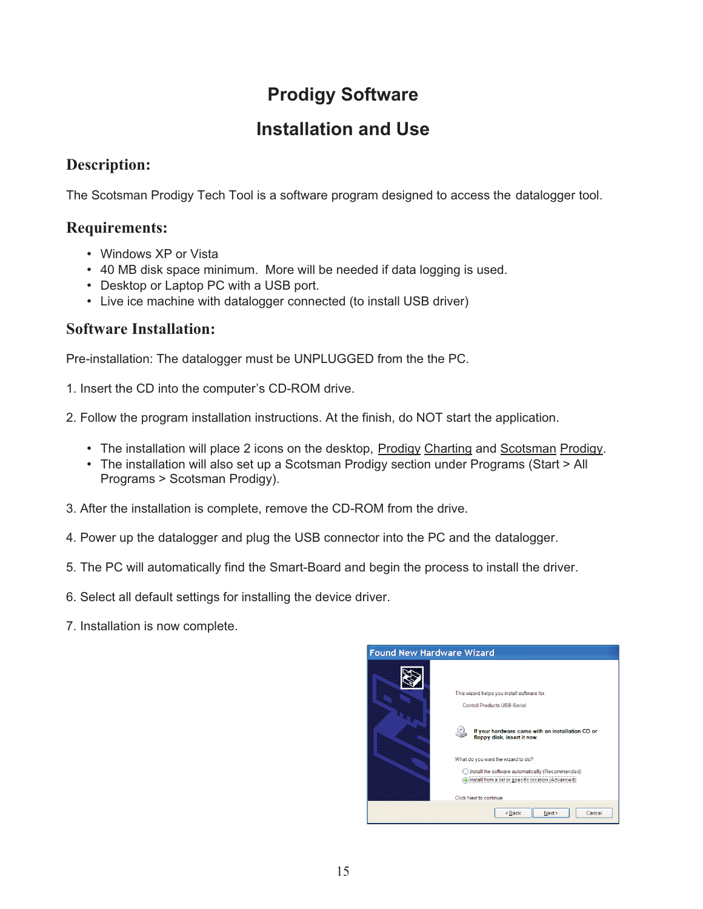# Prodigy Software

# Installation and Use

## Description:

The Scotsman Prodigy Tech Tool is a software program designed to access the datalogger tool.

## Requirements:

- Windows XP or Vista
- 40 MB disk space minimum. More will be needed if data logging is used.
- Desktop or Laptop PC with a USB port.
- Live ice machine with datalogger connected (to install USB driver)

## Software Installation:

Pre-installation: The datalogger must be UNPLUGGED from the the PC.

1. Insert the CD into the computer's CD-ROM drive.

2. Follow the program installation instructions. At the finish, do NOT start the application.

   - The installation will place 2 icons on the desktop, Prodigy Charting and Scotsman Prodigy.
   - The installation will also set up a Scotsman Prodigy section under Programs (Start > All Programs > Scotsman Prodigy).

3. After the installation is complete, remove the CD-ROM from the drive.

4. Power up the datalogger and plug the USB connector into the PC and the datalogger.

5. The PC will automatically find the Smart-Board and begin the process to install the driver.

6. Select all default settings for installing the device driver.

7. Installation is now complete.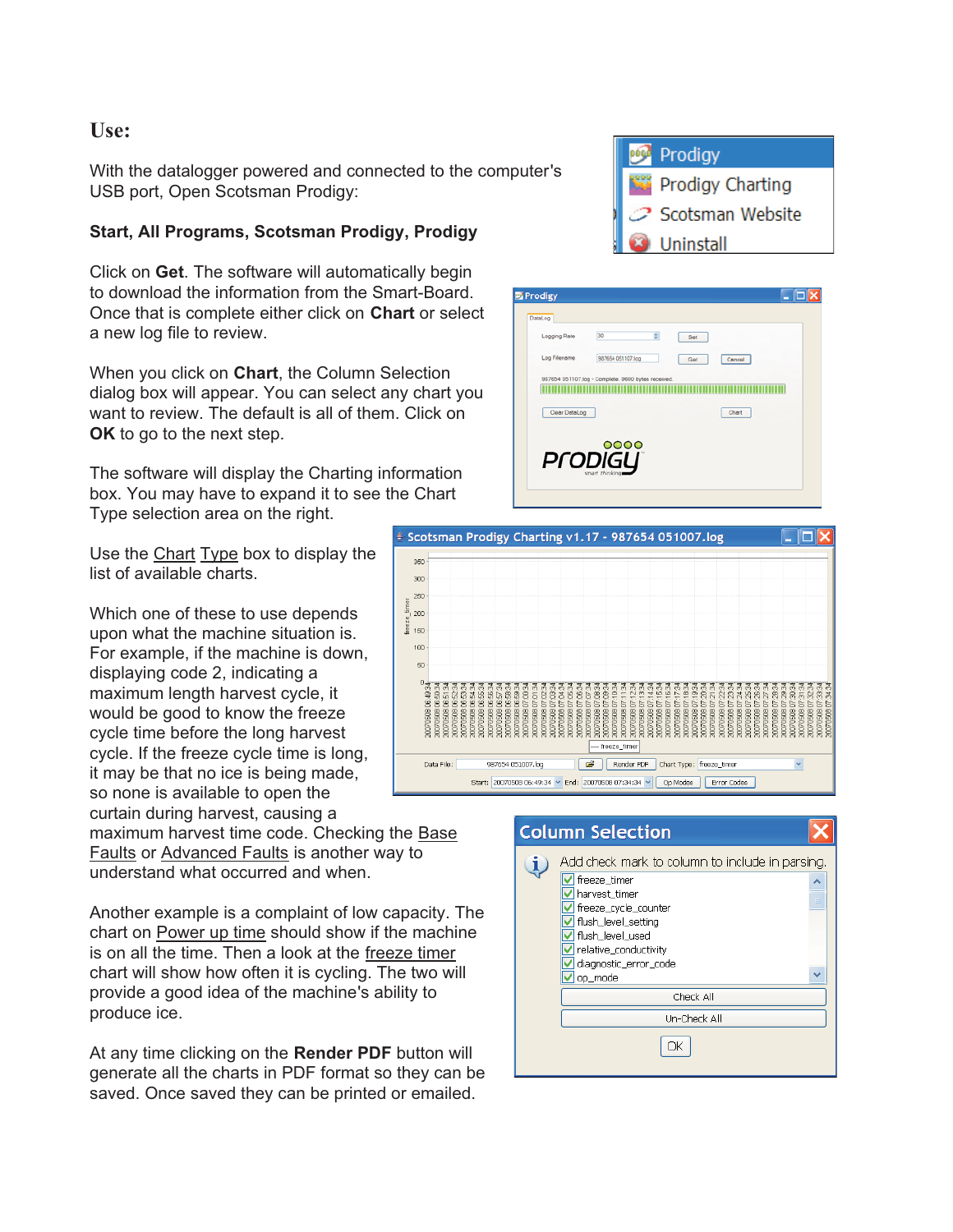## Use:

With the datalogger powered and connected to the computer's USB port, Open Scotsman Prodigy:

**Start, All Programs, Scotsman Prodigy, Prodigy**

Click on **Get**. The software will automatically begin to download the information from the Smart-Board. Once that is complete either click on **Chart** or select a new log file to review.

When you click on **Chart**, the Column Selection dialog box will appear. You can select any chart you want to review. The default is all of them. Click on **OK** to go to the next step.

The software will display the Charting information box. You may have to expand it to see the Chart Type selection area on the right.

Use the Chart Type box to display the list of available charts.

Which one of these to use depends upon what the machine situation is. For example, if the machine is down, displaying code 2, indicating a maximum length harvest cycle, it would be good to know the freeze cycle time before the long harvest cycle. If the freeze cycle time is long, it may be that no ice is being made, so none is available to open the curtain during harvest, causing a maximum harvest time code. Checking the Base Faults or Advanced Faults is another way to understand what occurred and when.

Another example is a complaint of low capacity. The chart on Power up time should show if the machine is on all the time. Then a look at the freeze timer chart will show how often it is cycling. The two will provide a good idea of the machine's ability to produce ice.

At any time clicking on the **Render PDF** button will generate all the charts in PDF format so they can be saved. Once saved they can be printed or emailed.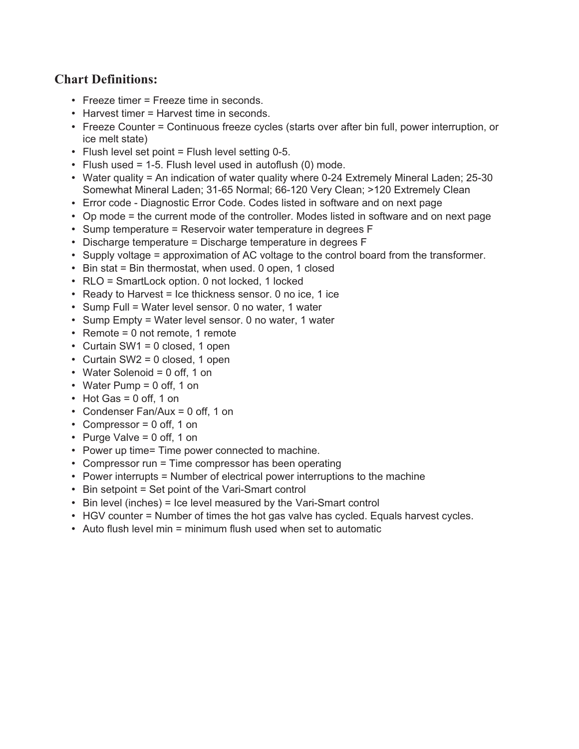## Chart Definitions:

- Freeze timer = Freeze time in seconds.
- Harvest timer = Harvest time in seconds.
- Freeze Counter = Continuous freeze cycles (starts over after bin full, power interruption, or ice melt state)
- Flush level set point = Flush level setting 0-5.
- Flush used = 1-5. Flush level used in autoflush (0) mode.
- Water quality = An indication of water quality where 0-24 Extremely Mineral Laden; 25-30 Somewhat Mineral Laden; 31-65 Normal; 66-120 Very Clean; >120 Extremely Clean
- Error code - Diagnostic Error Code. Codes listed in software and on next page
- Op mode = the current mode of the controller. Modes listed in software and on next page
- Sump temperature = Reservoir water temperature in degrees F
- Discharge temperature = Discharge temperature in degrees F
- Supply voltage = approximation of AC voltage to the control board from the transformer.
- Bin stat = Bin thermostat, when used. 0 open, 1 closed
- RLO = SmartLock option. 0 not locked, 1 locked
- Ready to Harvest = Ice thickness sensor. 0 no ice, 1 ice
- Sump Full = Water level sensor. 0 no water, 1 water
- Sump Empty = Water level sensor. 0 no water, 1 water
- Remote = 0 not remote, 1 remote
- Curtain SW1 = 0 closed, 1 open
- Curtain SW2 = 0 closed, 1 open
- Water Solenoid = 0 off, 1 on
- Water Pump = 0 off, 1 on
- Hot Gas = 0 off, 1 on
- Condenser Fan/Aux = 0 off, 1 on
- Compressor = 0 off, 1 on
- Purge Valve = 0 off, 1 on
- Power up time= Time power connected to machine.
- Compressor run = Time compressor has been operating
- Power interrupts = Number of electrical power interruptions to the machine
- Bin setpoint = Set point of the Vari-Smart control
- Bin level (inches) = Ice level measured by the Vari-Smart control
- HGV counter = Number of times the hot gas valve has cycled. Equals harvest cycles.
- Auto flush level min = minimum flush used when set to automatic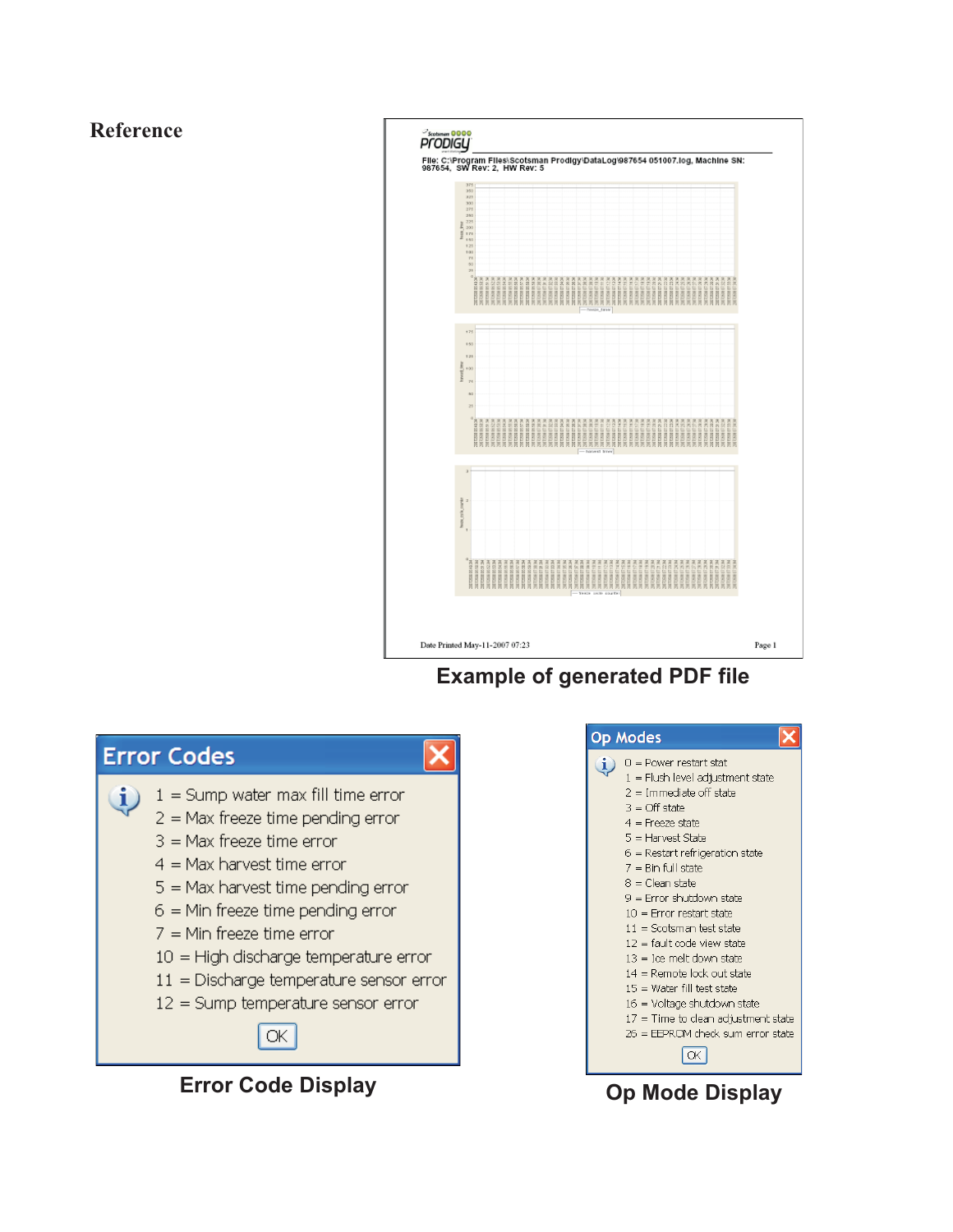# Reference

Prodigy

File: C:\Program Files\Scotsman Prodigy\DataLog\987654 051007.log, Machine SN: 987654, SW Rev: 2, HW Rev: 5

Date Printed May-11-2007 07:23

Page 1

Example of generated PDF file

## Error Codes

1 = Sump water max fill time error
2 = Max freeze time pending error
3 = Max freeze time error
4 = Max harvest time error
5 = Max harvest time pending error
6 = Min freeze time pending error
7 = Min freeze time error
10 = High discharge temperature error
11 = Discharge temperature sensor error
12 = Sump temperature sensor error

OK

Error Code Display

## Op Modes

0 = Power restart stat
1 = Flush level adjustment state
2 = Immediate off state
3 = Off state
4 = Freeze state
5 = Harvest State
6 = Restart refrigeration state
7 = Bin full state
8 = Clean state
9 = Error shutdown state
10 = Error restart state
11 = Scotsman test state
12 = fault code view state
13 = Ice melt down state
14 = Remote lock out state
15 = Water fill test state
16 = Voltage shutdown state
17 = Time to clean adjustment state
25 = EEPROM check sum error state

OK

Op Mode Display